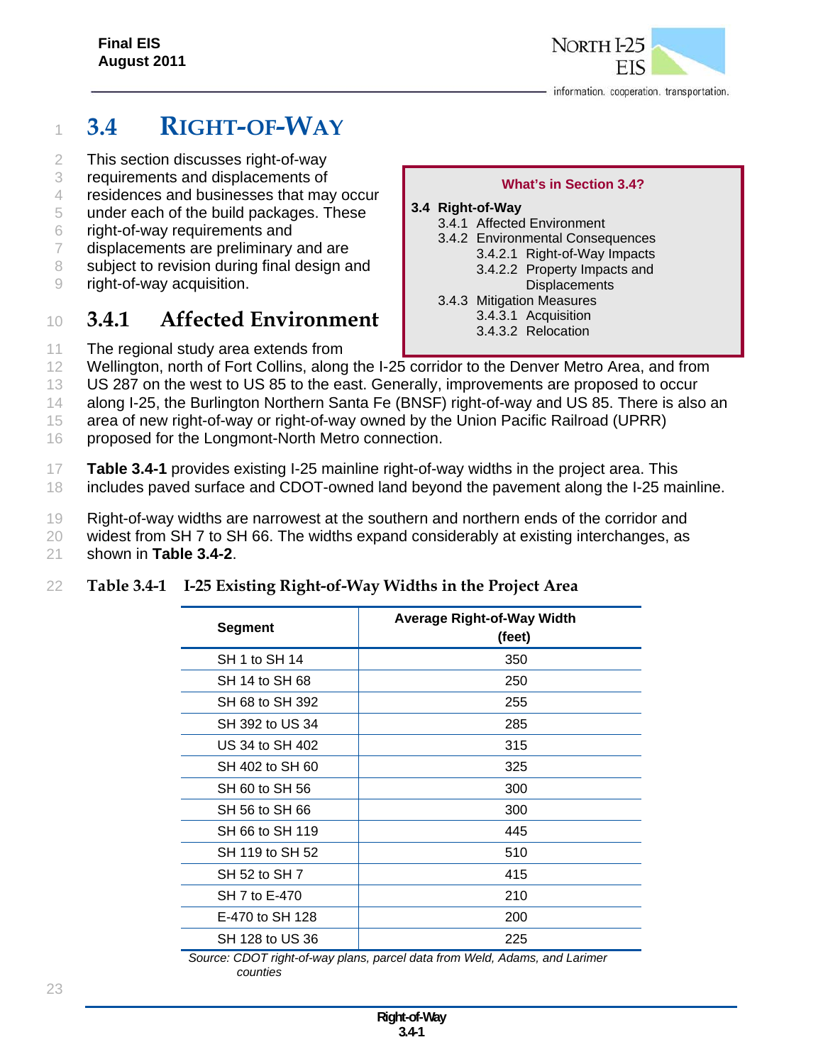# 3.4 RIGHT-OF-WAY

This section discusses right-of-way requirements and displacements of residences and businesses that may occur under each of the build packages. These right-of-way requirements and displacements are preliminary and are subject to revision during final design and right-of-way acquisition.

**What's in Section 3.4?**

**3.4 Right-of-Way**
- 3.4.1 Affected Environment
- 3.4.2 Environmental Consequences
  - 3.4.2.1 Right-of-Way Impacts
  - 3.4.2.2 Property Impacts and Displacements
- 3.4.3 Mitigation Measures
  - 3.4.3.1 Acquisition
  - 3.4.3.2 Relocation

## 3.4.1 Affected Environment

The regional study area extends from Wellington, north of Fort Collins, along the I-25 corridor to the Denver Metro Area, and from US 287 on the west to US 85 to the east. Generally, improvements are proposed to occur along I-25, the Burlington Northern Santa Fe (BNSF) right-of-way and US 85. There is also an area of new right-of-way or right-of-way owned by the Union Pacific Railroad (UPRR) proposed for the Longmont-North Metro connection.

**Table 3.4-1** provides existing I-25 mainline right-of-way widths in the project area. This includes paved surface and CDOT-owned land beyond the pavement along the I-25 mainline.

Right-of-way widths are narrowest at the southern and northern ends of the corridor and widest from SH 7 to SH 66. The widths expand considerably at existing interchanges, as shown in **Table 3.4-2**.

**Table 3.4-1 I-25 Existing Right-of-Way Widths in the Project Area**

| Segment | Average Right-of-Way Width (feet) |
|---|---|
| SH 1 to SH 14 | 350 |
| SH 14 to SH 68 | 250 |
| SH 68 to SH 392 | 255 |
| SH 392 to US 34 | 285 |
| US 34 to SH 402 | 315 |
| SH 402 to SH 60 | 325 |
| SH 60 to SH 56 | 300 |
| SH 56 to SH 66 | 300 |
| SH 66 to SH 119 | 445 |
| SH 119 to SH 52 | 510 |
| SH 52 to SH 7 | 415 |
| SH 7 to E-470 | 210 |
| E-470 to SH 128 | 200 |
| SH 128 to US 36 | 225 |

*Source: CDOT right-of-way plans, parcel data from Weld, Adams, and Larimer counties*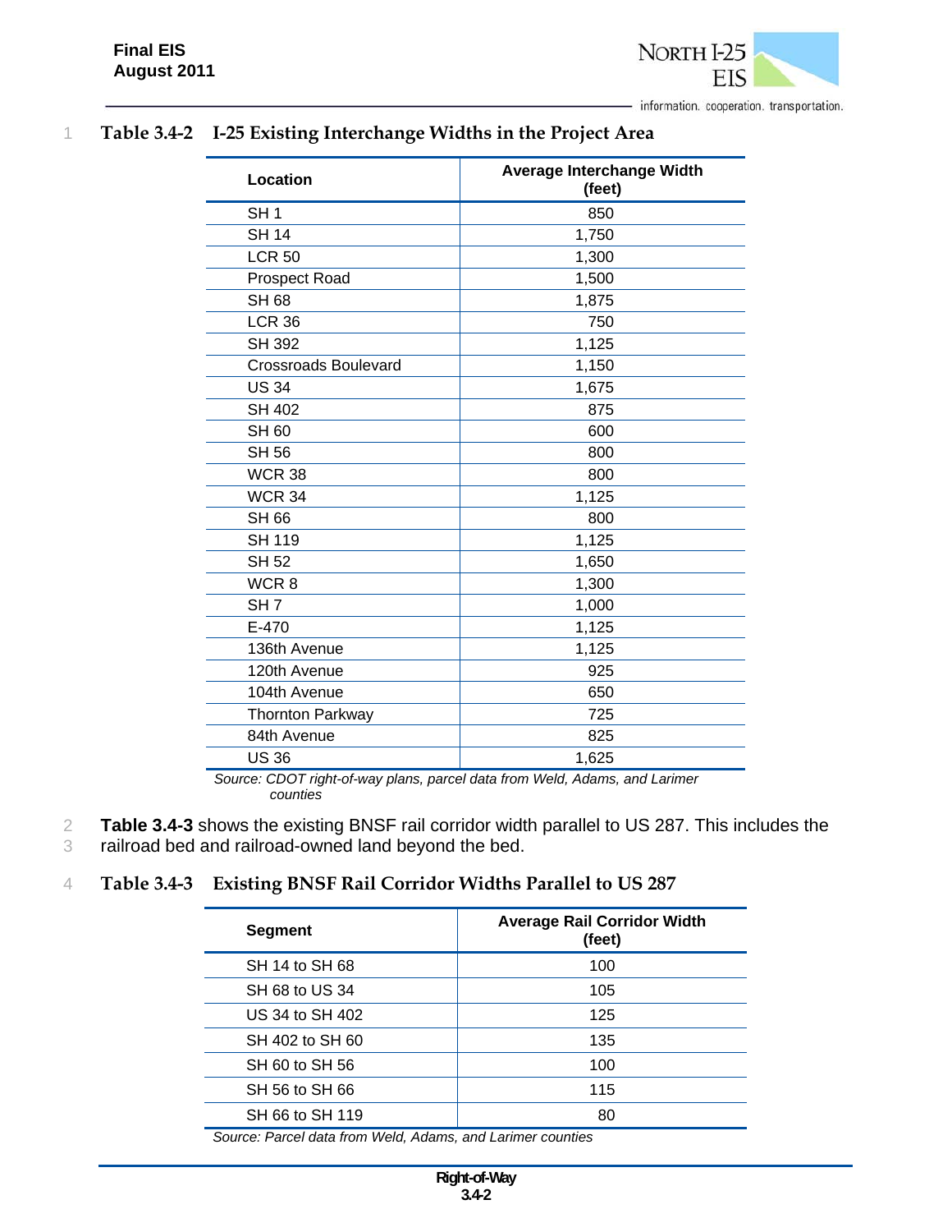**Table 3.4-2 I-25 Existing Interchange Widths in the Project Area**

| Location | Average Interchange Width (feet) |
|---|---|
| SH 1 | 850 |
| SH 14 | 1,750 |
| LCR 50 | 1,300 |
| Prospect Road | 1,500 |
| SH 68 | 1,875 |
| LCR 36 | 750 |
| SH 392 | 1,125 |
| Crossroads Boulevard | 1,150 |
| US 34 | 1,675 |
| SH 402 | 875 |
| SH 60 | 600 |
| SH 56 | 800 |
| WCR 38 | 800 |
| WCR 34 | 1,125 |
| SH 66 | 800 |
| SH 119 | 1,125 |
| SH 52 | 1,650 |
| WCR 8 | 1,300 |
| SH 7 | 1,000 |
| E-470 | 1,125 |
| 136th Avenue | 1,125 |
| 120th Avenue | 925 |
| 104th Avenue | 650 |
| Thornton Parkway | 725 |
| 84th Avenue | 825 |
| US 36 | 1,625 |

*Source: CDOT right-of-way plans, parcel data from Weld, Adams, and Larimer counties*

**Table 3.4-3** shows the existing BNSF rail corridor width parallel to US 287. This includes the railroad bed and railroad-owned land beyond the bed.

**Table 3.4-3 Existing BNSF Rail Corridor Widths Parallel to US 287**

| Segment | Average Rail Corridor Width (feet) |
|---|---|
| SH 14 to SH 68 | 100 |
| SH 68 to US 34 | 105 |
| US 34 to SH 402 | 125 |
| SH 402 to SH 60 | 135 |
| SH 60 to SH 56 | 100 |
| SH 56 to SH 66 | 115 |
| SH 66 to SH 119 | 80 |

*Source: Parcel data from Weld, Adams, and Larimer counties*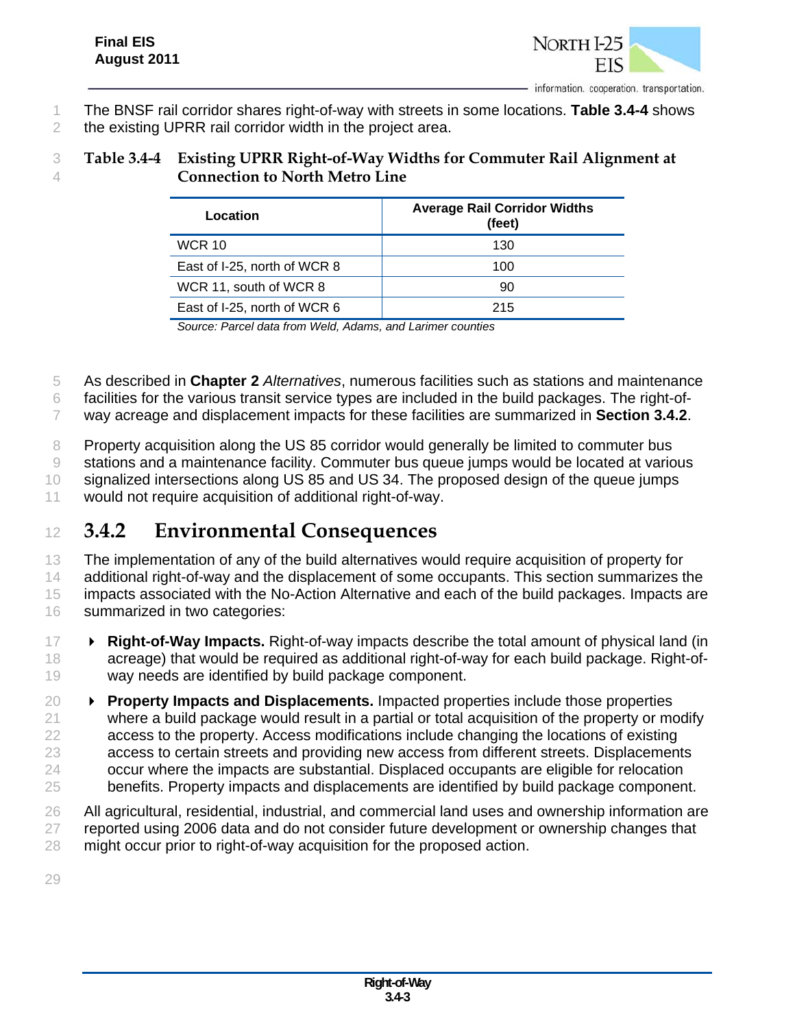The BNSF rail corridor shares right-of-way with streets in some locations. **Table 3.4-4** shows the existing UPRR rail corridor width in the project area.

**Table 3.4-4 Existing UPRR Right-of-Way Widths for Commuter Rail Alignment at Connection to North Metro Line**

| Location | Average Rail Corridor Widths (feet) |
|---|---|
| WCR 10 | 130 |
| East of I-25, north of WCR 8 | 100 |
| WCR 11, south of WCR 8 | 90 |
| East of I-25, north of WCR 6 | 215 |

*Source: Parcel data from Weld, Adams, and Larimer counties*

As described in **Chapter 2** *Alternatives*, numerous facilities such as stations and maintenance facilities for the various transit service types are included in the build packages. The right-of-way acreage and displacement impacts for these facilities are summarized in **Section 3.4.2**.

Property acquisition along the US 85 corridor would generally be limited to commuter bus stations and a maintenance facility. Commuter bus queue jumps would be located at various signalized intersections along US 85 and US 34. The proposed design of the queue jumps would not require acquisition of additional right-of-way.

## 3.4.2 Environmental Consequences

The implementation of any of the build alternatives would require acquisition of property for additional right-of-way and the displacement of some occupants. This section summarizes the impacts associated with the No-Action Alternative and each of the build packages. Impacts are summarized in two categories:

- **Right-of-Way Impacts.** Right-of-way impacts describe the total amount of physical land (in acreage) that would be required as additional right-of-way for each build package. Right-of-way needs are identified by build package component.
- **Property Impacts and Displacements.** Impacted properties include those properties where a build package would result in a partial or total acquisition of the property or modify access to the property. Access modifications include changing the locations of existing access to certain streets and providing new access from different streets. Displacements occur where the impacts are substantial. Displaced occupants are eligible for relocation benefits. Property impacts and displacements are identified by build package component.

All agricultural, residential, industrial, and commercial land uses and ownership information are reported using 2006 data and do not consider future development or ownership changes that might occur prior to right-of-way acquisition for the proposed action.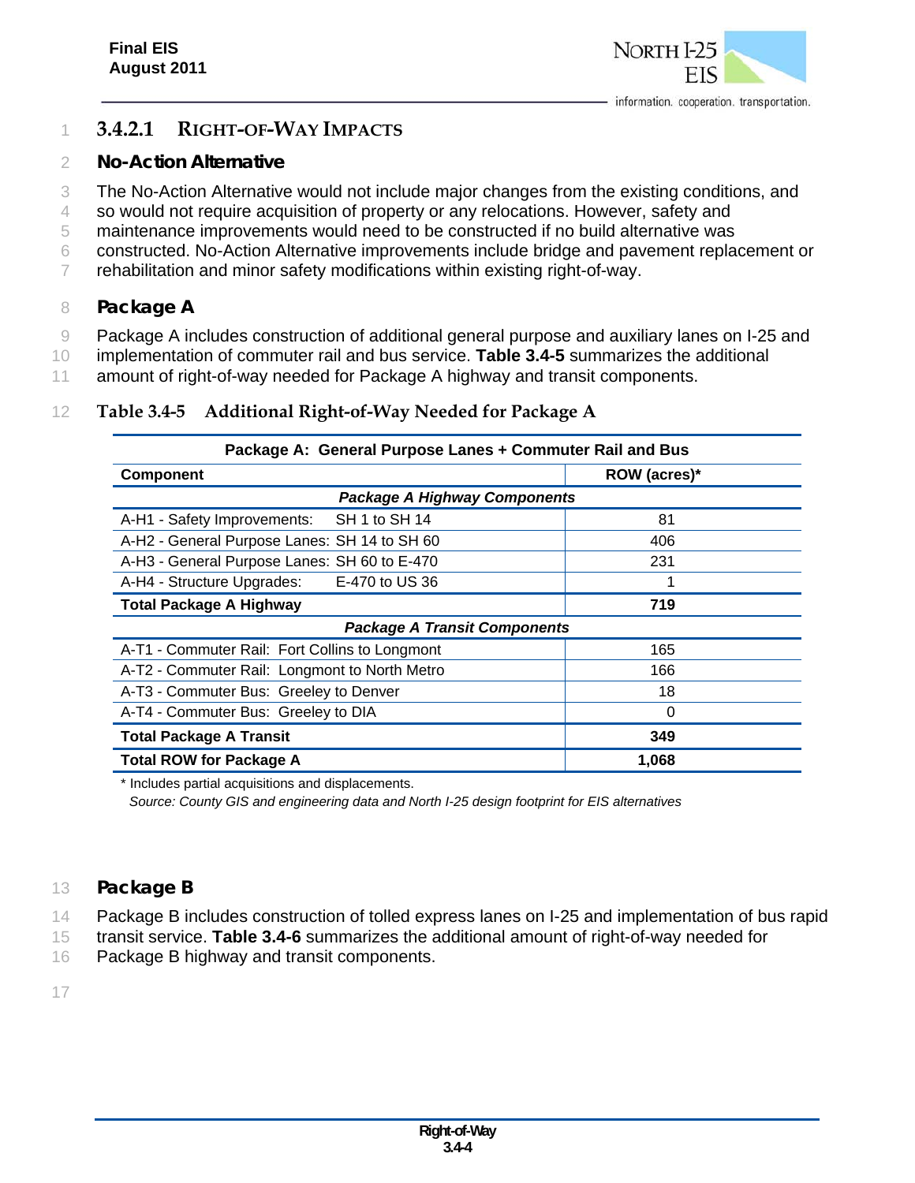### 3.4.2.1 Right-of-Way Impacts

#### No-Action Alternative

The No-Action Alternative would not include major changes from the existing conditions, and so would not require acquisition of property or any relocations. However, safety and maintenance improvements would need to be constructed if no build alternative was constructed. No-Action Alternative improvements include bridge and pavement replacement or rehabilitation and minor safety modifications within existing right-of-way.

#### Package A

Package A includes construction of additional general purpose and auxiliary lanes on I-25 and implementation of commuter rail and bus service. **Table 3.4-5** summarizes the additional amount of right-of-way needed for Package A highway and transit components.

**Table 3.4-5 Additional Right-of-Way Needed for Package A**

| Package A: General Purpose Lanes + Commuter Rail and Bus | |
|---|---|
| **Component** | **ROW (acres)*** |
| ***Package A Highway Components*** | |
| A-H1 - Safety Improvements: SH 1 to SH 14 | 81 |
| A-H2 - General Purpose Lanes: SH 14 to SH 60 | 406 |
| A-H3 - General Purpose Lanes: SH 60 to E-470 | 231 |
| A-H4 - Structure Upgrades: E-470 to US 36 | 1 |
| **Total Package A Highway** | **719** |
| ***Package A Transit Components*** | |
| A-T1 - Commuter Rail: Fort Collins to Longmont | 165 |
| A-T2 - Commuter Rail: Longmont to North Metro | 166 |
| A-T3 - Commuter Bus: Greeley to Denver | 18 |
| A-T4 - Commuter Bus: Greeley to DIA | 0 |
| **Total Package A Transit** | **349** |
| **Total ROW for Package A** | **1,068** |

* Includes partial acquisitions and displacements.
*Source: County GIS and engineering data and North I-25 design footprint for EIS alternatives*

#### Package B

Package B includes construction of tolled express lanes on I-25 and implementation of bus rapid transit service. **Table 3.4-6** summarizes the additional amount of right-of-way needed for Package B highway and transit components.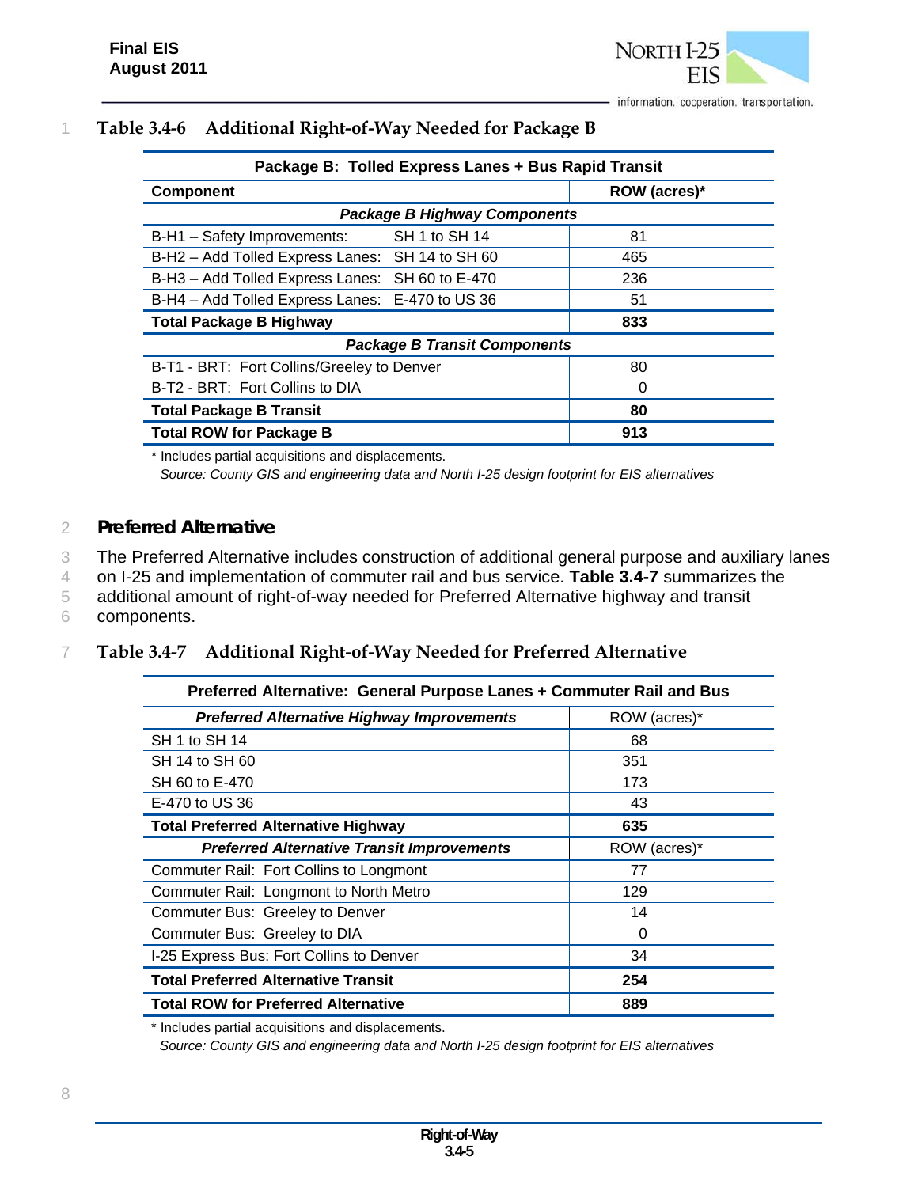**Table 3.4-6 Additional Right-of-Way Needed for Package B**

| Package B: Tolled Express Lanes + Bus Rapid Transit | |
|---|---|
| **Component** | **ROW (acres)*** |
| ***Package B Highway Components*** | |
| B-H1 – Safety Improvements: SH 1 to SH 14 | 81 |
| B-H2 – Add Tolled Express Lanes: SH 14 to SH 60 | 465 |
| B-H3 – Add Tolled Express Lanes: SH 60 to E-470 | 236 |
| B-H4 – Add Tolled Express Lanes: E-470 to US 36 | 51 |
| **Total Package B Highway** | **833** |
| ***Package B Transit Components*** | |
| B-T1 - BRT: Fort Collins/Greeley to Denver | 80 |
| B-T2 - BRT: Fort Collins to DIA | 0 |
| **Total Package B Transit** | **80** |
| **Total ROW for Package B** | **913** |

\* Includes partial acquisitions and displacements.

*Source: County GIS and engineering data and North I-25 design footprint for EIS alternatives*

## Preferred Alternative

The Preferred Alternative includes construction of additional general purpose and auxiliary lanes on I-25 and implementation of commuter rail and bus service. **Table 3.4-7** summarizes the additional amount of right-of-way needed for Preferred Alternative highway and transit components.

**Table 3.4-7 Additional Right-of-Way Needed for Preferred Alternative**

| Preferred Alternative: General Purpose Lanes + Commuter Rail and Bus | |
|---|---|
| ***Preferred Alternative Highway Improvements*** | ROW (acres)* |
| SH 1 to SH 14 | 68 |
| SH 14 to SH 60 | 351 |
| SH 60 to E-470 | 173 |
| E-470 to US 36 | 43 |
| **Total Preferred Alternative Highway** | **635** |
| ***Preferred Alternative Transit Improvements*** | ROW (acres)* |
| Commuter Rail: Fort Collins to Longmont | 77 |
| Commuter Rail: Longmont to North Metro | 129 |
| Commuter Bus: Greeley to Denver | 14 |
| Commuter Bus: Greeley to DIA | 0 |
| I-25 Express Bus: Fort Collins to Denver | 34 |
| **Total Preferred Alternative Transit** | **254** |
| **Total ROW for Preferred Alternative** | **889** |

\* Includes partial acquisitions and displacements.

*Source: County GIS and engineering data and North I-25 design footprint for EIS alternatives*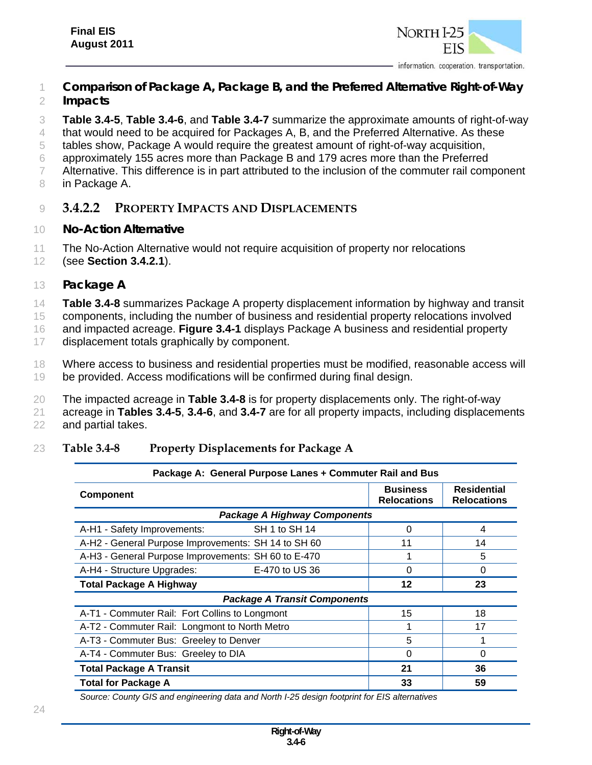### Comparison of Package A, Package B, and the Preferred Alternative Right-of-Way Impacts

**Table 3.4-5**, **Table 3.4-6**, and **Table 3.4-7** summarize the approximate amounts of right-of-way that would need to be acquired for Packages A, B, and the Preferred Alternative. As these tables show, Package A would require the greatest amount of right-of-way acquisition, approximately 155 acres more than Package B and 179 acres more than the Preferred Alternative. This difference is in part attributed to the inclusion of the commuter rail component in Package A.

## 3.4.2.2 Property Impacts and Displacements

### No-Action Alternative

The No-Action Alternative would not require acquisition of property nor relocations (see **Section 3.4.2.1**).

### Package A

**Table 3.4-8** summarizes Package A property displacement information by highway and transit components, including the number of business and residential property relocations involved and impacted acreage. **Figure 3.4-1** displays Package A business and residential property displacement totals graphically by component.

Where access to business and residential properties must be modified, reasonable access will be provided. Access modifications will be confirmed during final design.

The impacted acreage in **Table 3.4-8** is for property displacements only. The right-of-way acreage in **Tables 3.4-5**, **3.4-6**, and **3.4-7** are for all property impacts, including displacements and partial takes.

**Table 3.4-8 Property Displacements for Package A**

| Package A: General Purpose Lanes + Commuter Rail and Bus | | |
|---|---|---|
| **Component** | **Business Relocations** | **Residential Relocations** |
| ***Package A Highway Components*** | | |
| A-H1 - Safety Improvements: SH 1 to SH 14 | 0 | 4 |
| A-H2 - General Purpose Improvements: SH 14 to SH 60 | 11 | 14 |
| A-H3 - General Purpose Improvements: SH 60 to E-470 | 1 | 5 |
| A-H4 - Structure Upgrades: E-470 to US 36 | 0 | 0 |
| **Total Package A Highway** | **12** | **23** |
| ***Package A Transit Components*** | | |
| A-T1 - Commuter Rail: Fort Collins to Longmont | 15 | 18 |
| A-T2 - Commuter Rail: Longmont to North Metro | 1 | 17 |
| A-T3 - Commuter Bus: Greeley to Denver | 5 | 1 |
| A-T4 - Commuter Bus: Greeley to DIA | 0 | 0 |
| **Total Package A Transit** | **21** | **36** |
| **Total for Package A** | **33** | **59** |

*Source: County GIS and engineering data and North I-25 design footprint for EIS alternatives*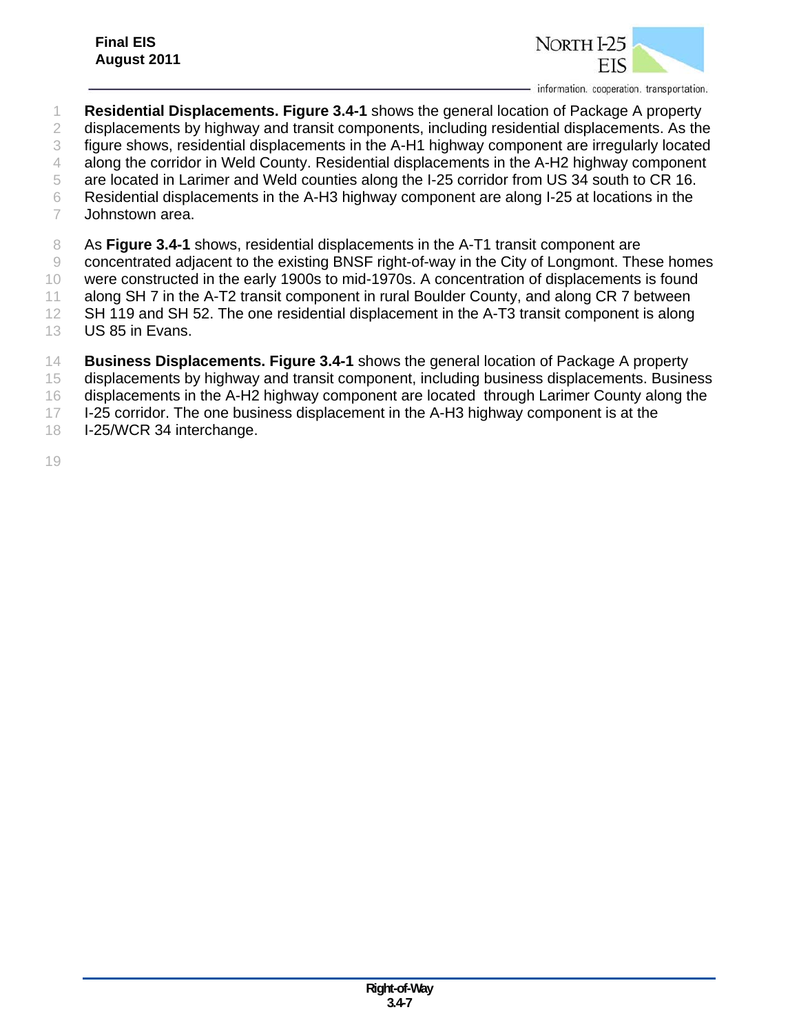**Residential Displacements. Figure 3.4-1** shows the general location of Package A property displacements by highway and transit components, including residential displacements. As the figure shows, residential displacements in the A-H1 highway component are irregularly located along the corridor in Weld County. Residential displacements in the A-H2 highway component are located in Larimer and Weld counties along the I-25 corridor from US 34 south to CR 16. Residential displacements in the A-H3 highway component are along I-25 at locations in the Johnstown area.

As **Figure 3.4-1** shows, residential displacements in the A-T1 transit component are concentrated adjacent to the existing BNSF right-of-way in the City of Longmont. These homes were constructed in the early 1900s to mid-1970s. A concentration of displacements is found along SH 7 in the A-T2 transit component in rural Boulder County, and along CR 7 between SH 119 and SH 52. The one residential displacement in the A-T3 transit component is along US 85 in Evans.

**Business Displacements. Figure 3.4-1** shows the general location of Package A property displacements by highway and transit component, including business displacements. Business displacements in the A-H2 highway component are located through Larimer County along the I-25 corridor. The one business displacement in the A-H3 highway component is at the I-25/WCR 34 interchange.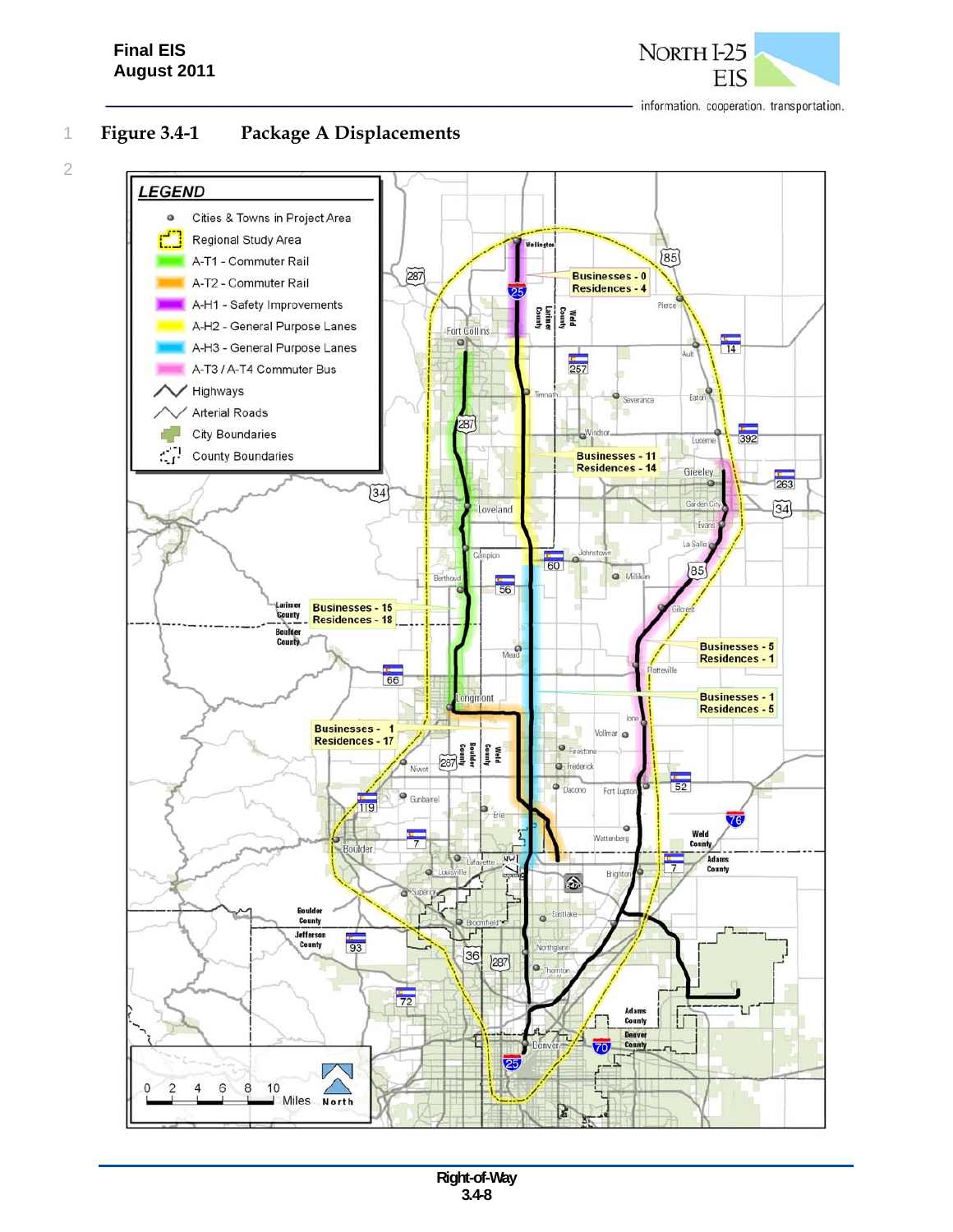# Figure 3.4-1 Package A Displacements

**LEGEND**

- Cities & Towns in Project Area
- Regional Study Area
- A-T1 - Commuter Rail
- A-T2 - Commuter Rail
- A-H1 - Safety Improvements
- A-H2 - General Purpose Lanes
- A-H3 - General Purpose Lanes
- A-T3 / A-T4 Commuter Bus
- Highways
- Arterial Roads
- City Boundaries
- County Boundaries

Businesses - 0
Residences - 4

Businesses - 11
Residences - 14

Businesses - 15
Residences - 18

Businesses - 5
Residences - 1

Businesses - 1
Residences - 5

Businesses - 1
Residences - 17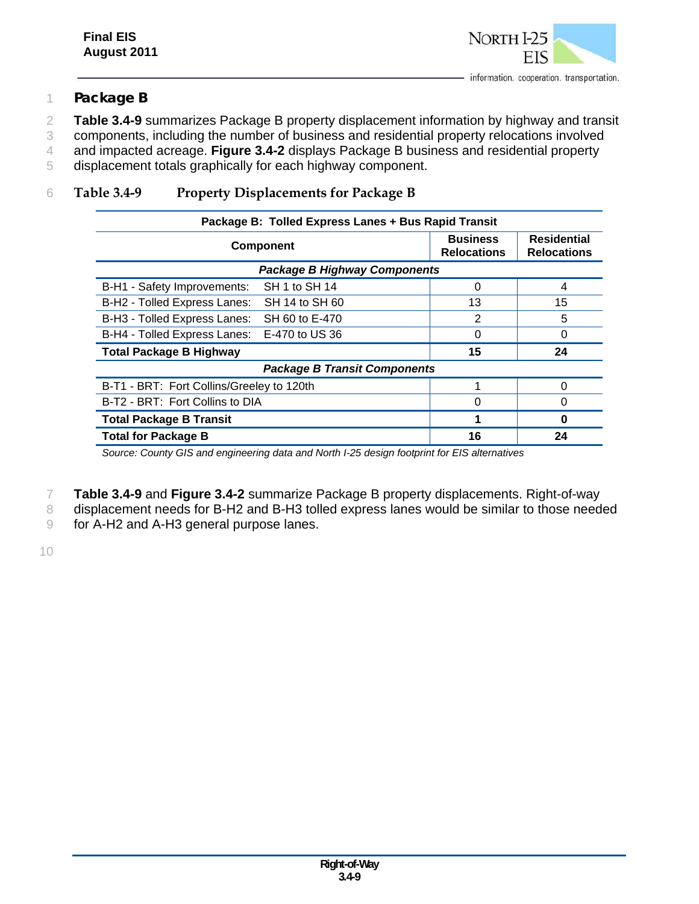## Package B

**Table 3.4-9** summarizes Package B property displacement information by highway and transit components, including the number of business and residential property relocations involved and impacted acreage. **Figure 3.4-2** displays Package B business and residential property displacement totals graphically for each highway component.

**Table 3.4-9 Property Displacements for Package B**

| Package B: Tolled Express Lanes + Bus Rapid Transit | | |
|---|---|---|
| **Component** | **Business Relocations** | **Residential Relocations** |
| ***Package B Highway Components*** | | |
| B-H1 - Safety Improvements: SH 1 to SH 14 | 0 | 4 |
| B-H2 - Tolled Express Lanes: SH 14 to SH 60 | 13 | 15 |
| B-H3 - Tolled Express Lanes: SH 60 to E-470 | 2 | 5 |
| B-H4 - Tolled Express Lanes: E-470 to US 36 | 0 | 0 |
| **Total Package B Highway** | **15** | **24** |
| ***Package B Transit Components*** | | |
| B-T1 - BRT: Fort Collins/Greeley to 120th | 1 | 0 |
| B-T2 - BRT: Fort Collins to DIA | 0 | 0 |
| **Total Package B Transit** | **1** | **0** |
| **Total for Package B** | **16** | **24** |

*Source: County GIS and engineering data and North I-25 design footprint for EIS alternatives*

**Table 3.4-9** and **Figure 3.4-2** summarize Package B property displacements. Right-of-way displacement needs for B-H2 and B-H3 tolled express lanes would be similar to those needed for A-H2 and A-H3 general purpose lanes.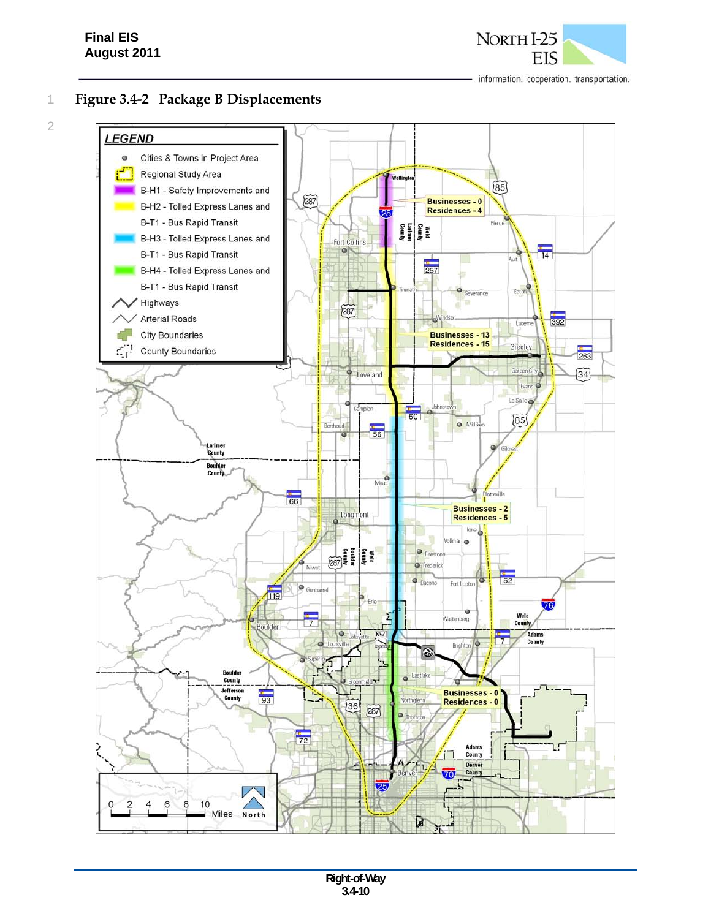# Figure 3.4-2 Package B Displacements

LEGEND

- Cities & Towns in Project Area
- Regional Study Area
- B-H1 - Safety Improvements and
- B-H2 - Tolled Express Lanes and B-T1 - Bus Rapid Transit
- B-H3 - Tolled Express Lanes and B-T1 - Bus Rapid Transit
- B-H4 - Tolled Express Lanes and B-T1 - Bus Rapid Transit
- Highways
- Arterial Roads
- City Boundaries
- County Boundaries

Businesses - 0
Residences - 4

Businesses - 13
Residences - 15

Businesses - 2
Residences - 5

Businesses - 0
Residences - 0

0 2 4 6 8 10 Miles North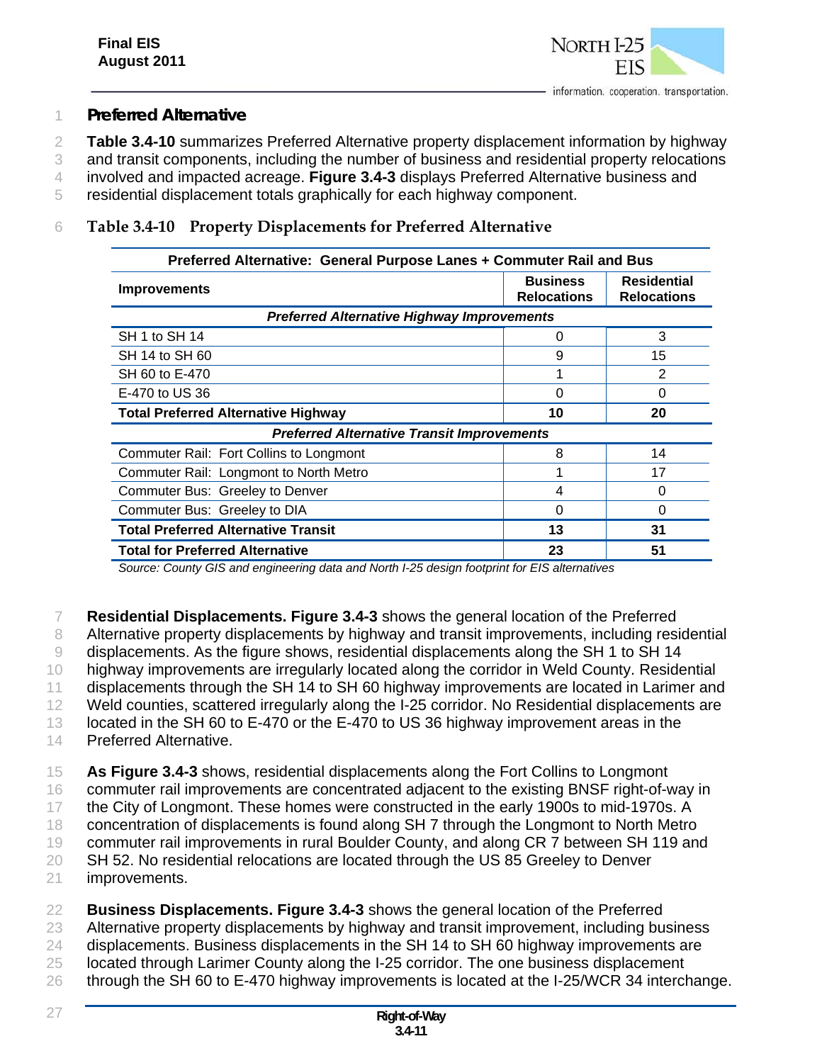### Preferred Alternative

**Table 3.4-10** summarizes Preferred Alternative property displacement information by highway and transit components, including the number of business and residential property relocations involved and impacted acreage. **Figure 3.4-3** displays Preferred Alternative business and residential displacement totals graphically for each highway component.

**Table 3.4-10 Property Displacements for Preferred Alternative**

| Preferred Alternative: General Purpose Lanes + Commuter Rail and Bus | | |
|---|---|---|
| **Improvements** | **Business Relocations** | **Residential Relocations** |
| ***Preferred Alternative Highway Improvements*** | | |
| SH 1 to SH 14 | 0 | 3 |
| SH 14 to SH 60 | 9 | 15 |
| SH 60 to E-470 | 1 | 2 |
| E-470 to US 36 | 0 | 0 |
| **Total Preferred Alternative Highway** | **10** | **20** |
| ***Preferred Alternative Transit Improvements*** | | |
| Commuter Rail: Fort Collins to Longmont | 8 | 14 |
| Commuter Rail: Longmont to North Metro | 1 | 17 |
| Commuter Bus: Greeley to Denver | 4 | 0 |
| Commuter Bus: Greeley to DIA | 0 | 0 |
| **Total Preferred Alternative Transit** | **13** | **31** |
| **Total for Preferred Alternative** | **23** | **51** |

*Source: County GIS and engineering data and North I-25 design footprint for EIS alternatives*

**Residential Displacements. Figure 3.4-3** shows the general location of the Preferred Alternative property displacements by highway and transit improvements, including residential displacements. As the figure shows, residential displacements along the SH 1 to SH 14 highway improvements are irregularly located along the corridor in Weld County. Residential displacements through the SH 14 to SH 60 highway improvements are located in Larimer and Weld counties, scattered irregularly along the I-25 corridor. No Residential displacements are located in the SH 60 to E-470 or the E-470 to US 36 highway improvement areas in the Preferred Alternative.

**As Figure 3.4-3** shows, residential displacements along the Fort Collins to Longmont commuter rail improvements are concentrated adjacent to the existing BNSF right-of-way in the City of Longmont. These homes were constructed in the early 1900s to mid-1970s. A concentration of displacements is found along SH 7 through the Longmont to North Metro commuter rail improvements in rural Boulder County, and along CR 7 between SH 119 and SH 52. No residential relocations are located through the US 85 Greeley to Denver improvements.

**Business Displacements. Figure 3.4-3** shows the general location of the Preferred Alternative property displacements by highway and transit improvement, including business displacements. Business displacements in the SH 14 to SH 60 highway improvements are located through Larimer County along the I-25 corridor. The one business displacement through the SH 60 to E-470 highway improvements is located at the I-25/WCR 34 interchange.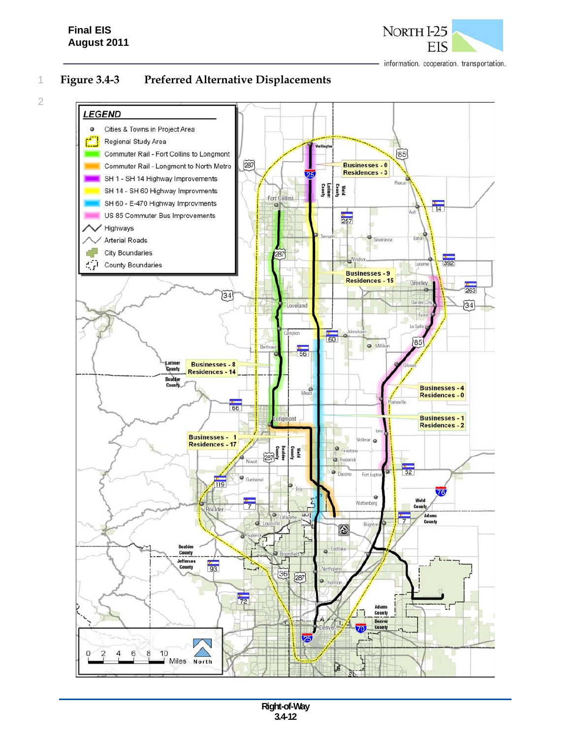## Figure 3.4-3 Preferred Alternative Displacements

LEGEND

- Cities & Towns in Project Area
- Regional Study Area
- Commuter Rail - Fort Collins to Longmont
- Commuter Rail - Longmont to North Metro
- SH 1 - SH 14 Highway Improvements
- SH 14 - SH 60 Highway Improvments
- SH 60 - E-470 Highway Improvments
- US 85 Commuter Bus Improvements
- Highways
- Arterial Roads
- City Boundaries
- County Boundaries

Businesses - 0
Residences - 3

Businesses - 9
Residences - 15

Businesses - 8
Residences - 14

Businesses - 4
Residences - 0

Businesses - 1
Residences - 2

Businesses - 1
Residences - 17

0 2 4 6 8 10 Miles North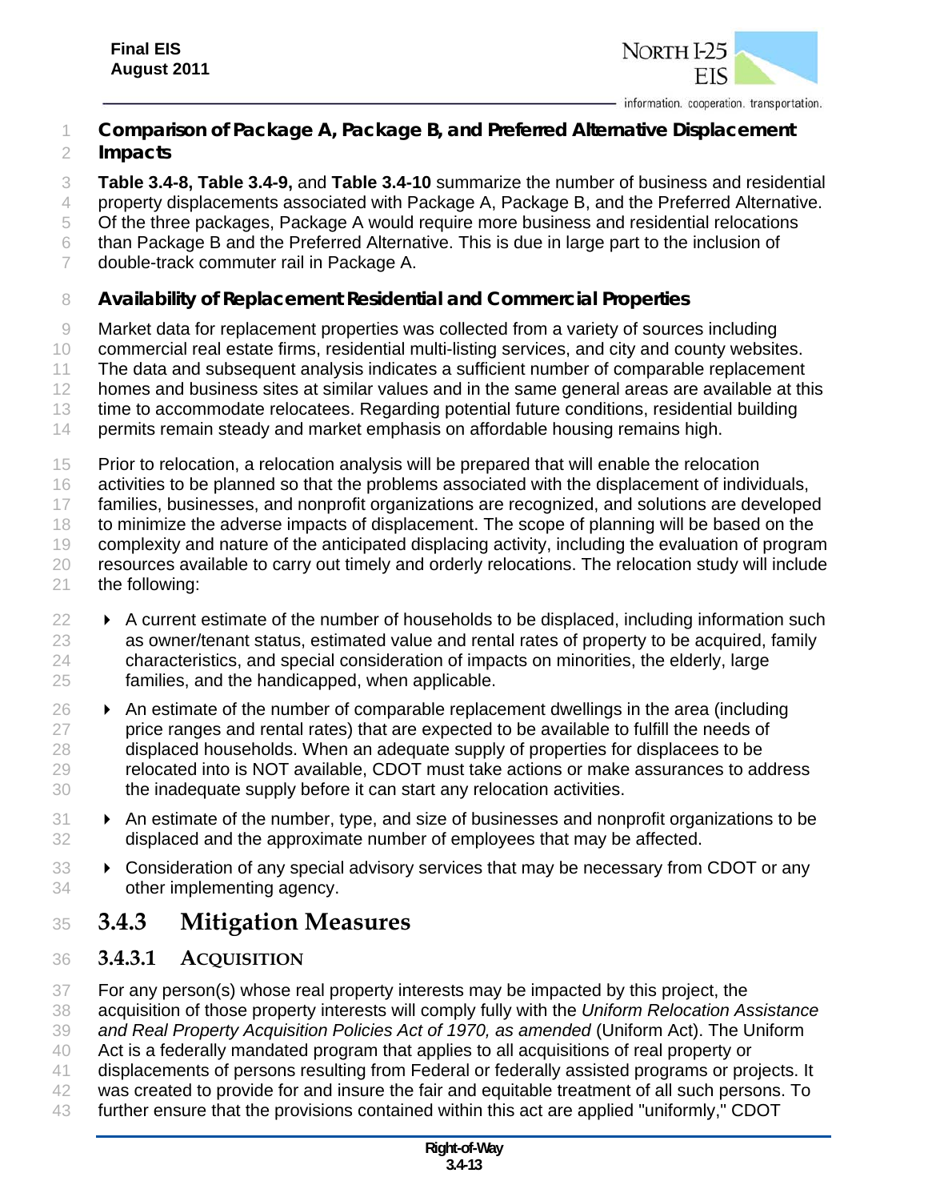**Comparison of Package A, Package B, and Preferred Alternative Displacement Impacts**

**Table 3.4-8, Table 3.4-9,** and **Table 3.4-10** summarize the number of business and residential property displacements associated with Package A, Package B, and the Preferred Alternative. Of the three packages, Package A would require more business and residential relocations than Package B and the Preferred Alternative. This is due in large part to the inclusion of double-track commuter rail in Package A.

**Availability of Replacement Residential and Commercial Properties**

Market data for replacement properties was collected from a variety of sources including commercial real estate firms, residential multi-listing services, and city and county websites. The data and subsequent analysis indicates a sufficient number of comparable replacement homes and business sites at similar values and in the same general areas are available at this time to accommodate relocatees. Regarding potential future conditions, residential building permits remain steady and market emphasis on affordable housing remains high.

Prior to relocation, a relocation analysis will be prepared that will enable the relocation activities to be planned so that the problems associated with the displacement of individuals, families, businesses, and nonprofit organizations are recognized, and solutions are developed to minimize the adverse impacts of displacement. The scope of planning will be based on the complexity and nature of the anticipated displacing activity, including the evaluation of program resources available to carry out timely and orderly relocations. The relocation study will include the following:

- A current estimate of the number of households to be displaced, including information such as owner/tenant status, estimated value and rental rates of property to be acquired, family characteristics, and special consideration of impacts on minorities, the elderly, large families, and the handicapped, when applicable.
- An estimate of the number of comparable replacement dwellings in the area (including price ranges and rental rates) that are expected to be available to fulfill the needs of displaced households. When an adequate supply of properties for displacees to be relocated into is NOT available, CDOT must take actions or make assurances to address the inadequate supply before it can start any relocation activities.
- An estimate of the number, type, and size of businesses and nonprofit organizations to be displaced and the approximate number of employees that may be affected.
- Consideration of any special advisory services that may be necessary from CDOT or any other implementing agency.

## 3.4.3 Mitigation Measures

### 3.4.3.1 Acquisition

For any person(s) whose real property interests may be impacted by this project, the acquisition of those property interests will comply fully with the *Uniform Relocation Assistance and Real Property Acquisition Policies Act of 1970, as amended* (Uniform Act). The Uniform Act is a federally mandated program that applies to all acquisitions of real property or displacements of persons resulting from Federal or federally assisted programs or projects. It was created to provide for and insure the fair and equitable treatment of all such persons. To further ensure that the provisions contained within this act are applied "uniformly," CDOT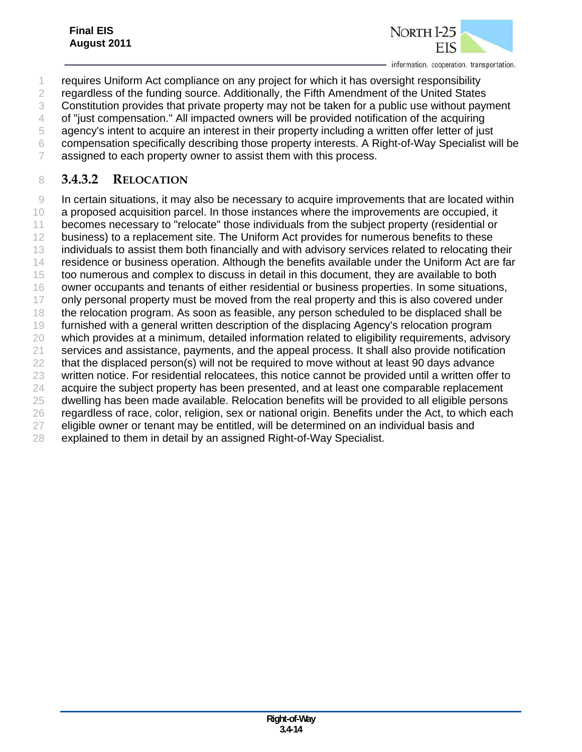requires Uniform Act compliance on any project for which it has oversight responsibility regardless of the funding source. Additionally, the Fifth Amendment of the United States Constitution provides that private property may not be taken for a public use without payment of "just compensation." All impacted owners will be provided notification of the acquiring agency's intent to acquire an interest in their property including a written offer letter of just compensation specifically describing those property interests. A Right-of-Way Specialist will be assigned to each property owner to assist them with this process.

#### 3.4.3.2 RELOCATION

In certain situations, it may also be necessary to acquire improvements that are located within a proposed acquisition parcel. In those instances where the improvements are occupied, it becomes necessary to "relocate" those individuals from the subject property (residential or business) to a replacement site. The Uniform Act provides for numerous benefits to these individuals to assist them both financially and with advisory services related to relocating their residence or business operation. Although the benefits available under the Uniform Act are far too numerous and complex to discuss in detail in this document, they are available to both owner occupants and tenants of either residential or business properties. In some situations, only personal property must be moved from the real property and this is also covered under the relocation program. As soon as feasible, any person scheduled to be displaced shall be furnished with a general written description of the displacing Agency's relocation program which provides at a minimum, detailed information related to eligibility requirements, advisory services and assistance, payments, and the appeal process. It shall also provide notification that the displaced person(s) will not be required to move without at least 90 days advance written notice. For residential relocatees, this notice cannot be provided until a written offer to acquire the subject property has been presented, and at least one comparable replacement dwelling has been made available. Relocation benefits will be provided to all eligible persons regardless of race, color, religion, sex or national origin. Benefits under the Act, to which each eligible owner or tenant may be entitled, will be determined on an individual basis and explained to them in detail by an assigned Right-of-Way Specialist.